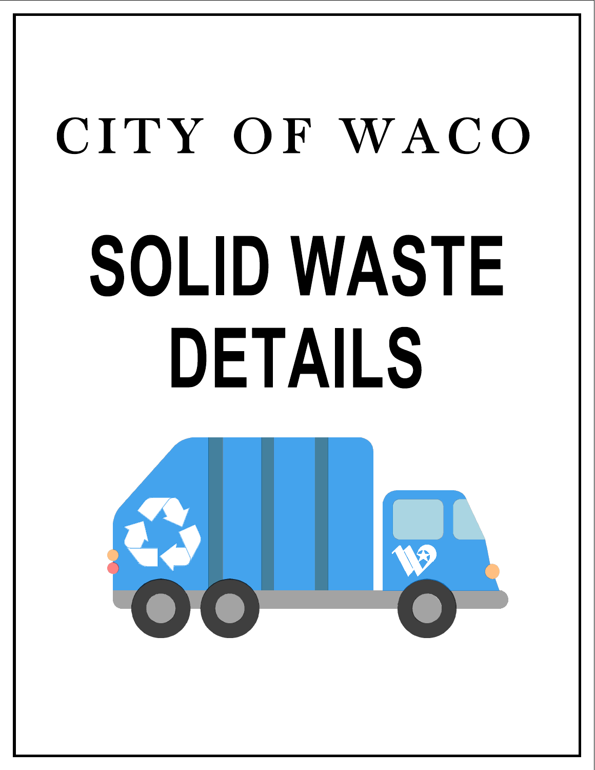# CITY OF WACO

# SOLID WASTE DETAILS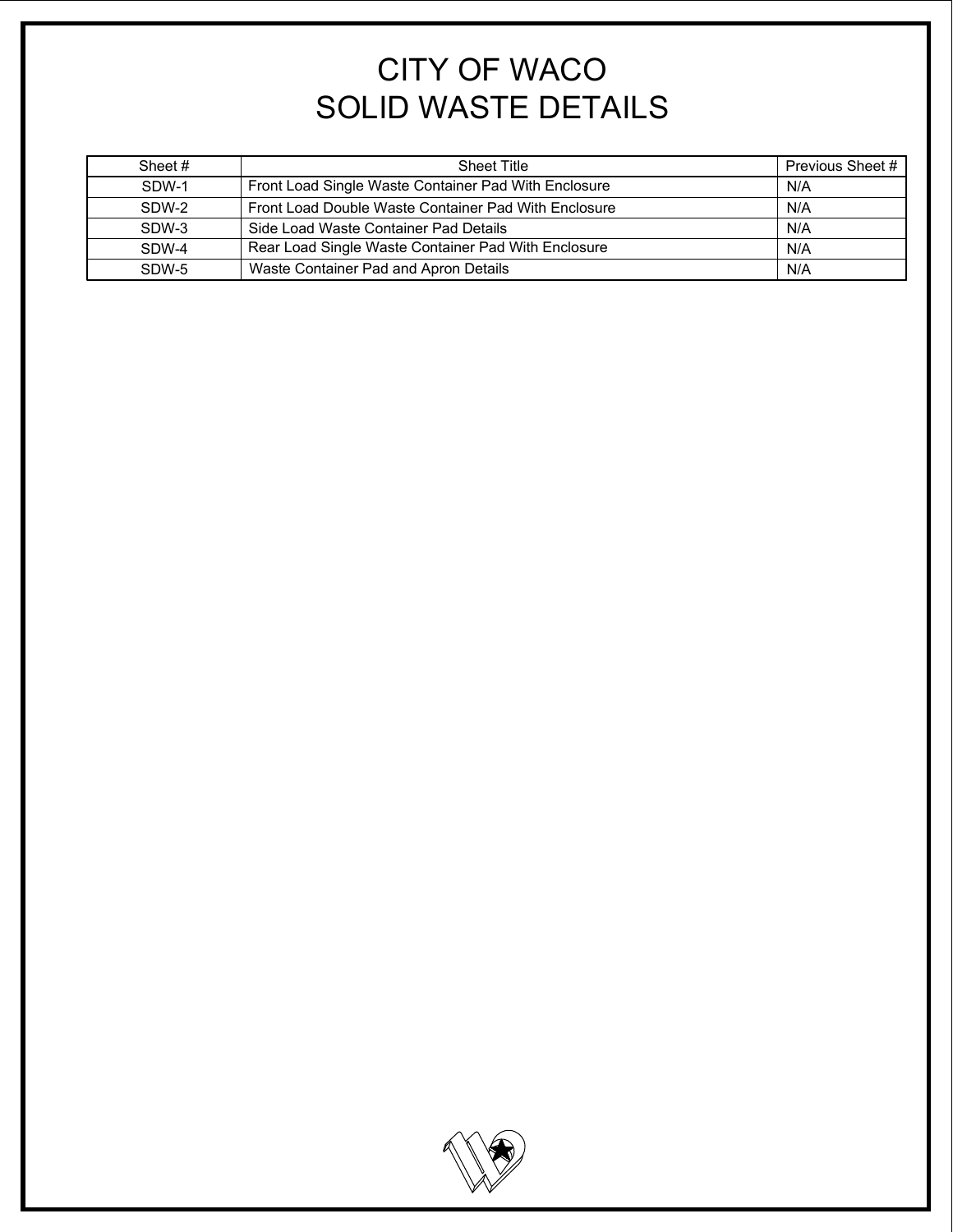# CITY OF WACO
# SOLID WASTE DETAILS

| Sheet # | Sheet Title | Previous Sheet # |
|---|---|---|
| SDW-1 | Front Load Single Waste Container Pad With Enclosure | N/A |
| SDW-2 | Front Load Double Waste Container Pad With Enclosure | N/A |
| SDW-3 | Side Load Waste Container Pad Details | N/A |
| SDW-4 | Rear Load Single Waste Container Pad With Enclosure | N/A |
| SDW-5 | Waste Container Pad and Apron Details | N/A |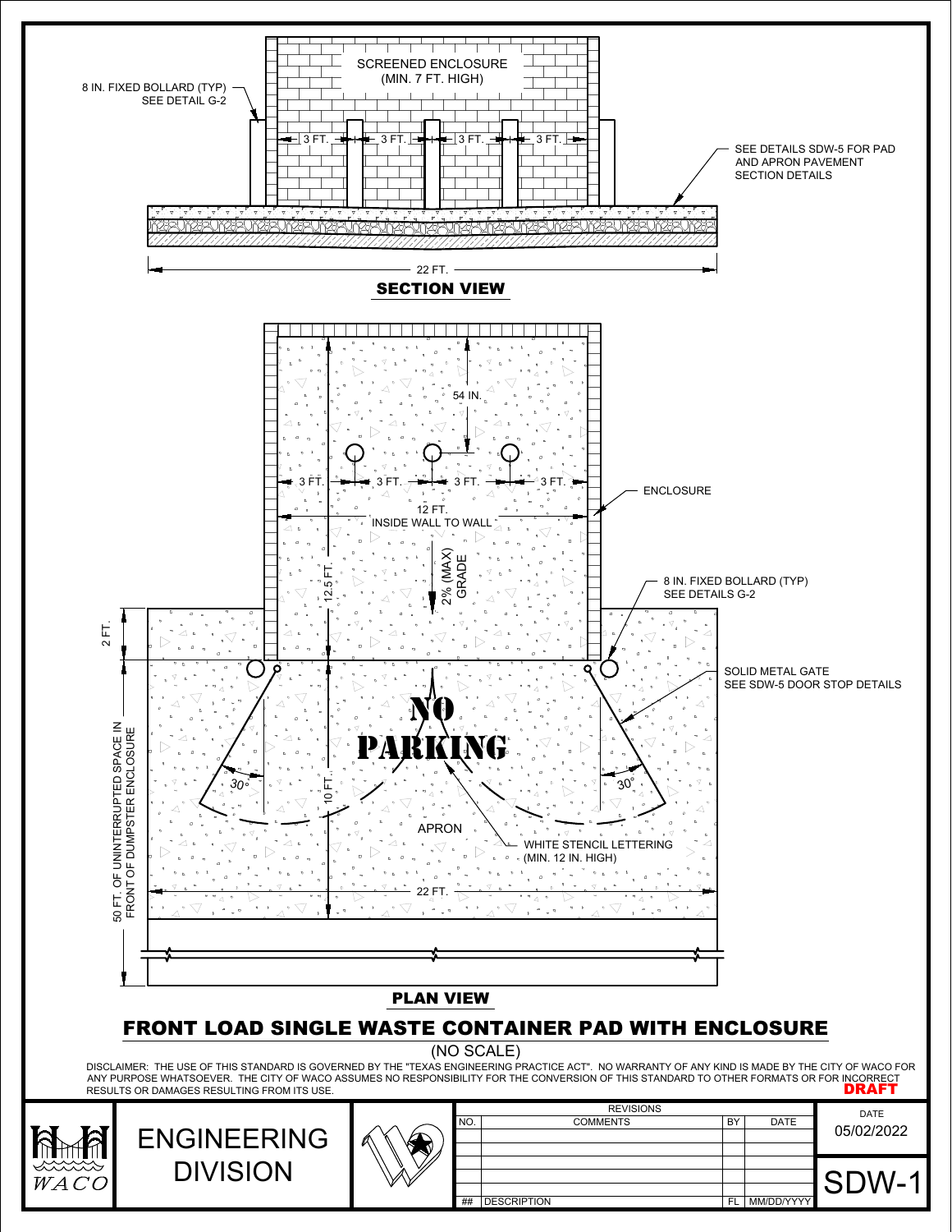SCREENED ENCLOSURE
(MIN. 7 FT. HIGH)

8 IN. FIXED BOLLARD (TYP)
SEE DETAIL G-2

3 FT. 3 FT. 3 FT. 3 FT.

SEE DETAILS SDW-5 FOR PAD AND APRON PAVEMENT SECTION DETAILS

22 FT.

## SECTION VIEW

54 IN.

3 FT. 3 FT. 3 FT. 3 FT.

ENCLOSURE

12 FT.
INSIDE WALL TO WALL

12.5 FT.

2% (MAX) GRADE

8 IN. FIXED BOLLARD (TYP)
SEE DETAILS G-2

2 FT.

SOLID METAL GATE
SEE SDW-5 DOOR STOP DETAILS

NO PARKING

30°

30°

10 FT.

50 FT. OF UNINTERRUPTED SPACE IN FRONT OF DUMPSTER ENCLOSURE

APRON

WHITE STENCIL LETTERING
(MIN. 12 IN. HIGH)

22 FT.

## PLAN VIEW

# FRONT LOAD SINGLE WASTE CONTAINER PAD WITH ENCLOSURE

(NO SCALE)

DISCLAIMER: THE USE OF THIS STANDARD IS GOVERNED BY THE "TEXAS ENGINEERING PRACTICE ACT". NO WARRANTY OF ANY KIND IS MADE BY THE CITY OF WACO FOR ANY PURPOSE WHATSOEVER. THE CITY OF WACO ASSUMES NO RESPONSIBILITY FOR THE CONVERSION OF THIS STANDARD TO OTHER FORMATS OR FOR INCORRECT RESULTS OR DAMAGES RESULTING FROM ITS USE.

**DRAFT**

WACO

ENGINEERING DIVISION

| REVISIONS | | | |
|---|---|---|---|
| NO. | COMMENTS | BY | DATE |
| | | | |
| | | | |
| | | | |
| | | | |
| ## | DESCRIPTION | FL | MM/DD/YYYY |

DATE
05/02/2022

SDW-1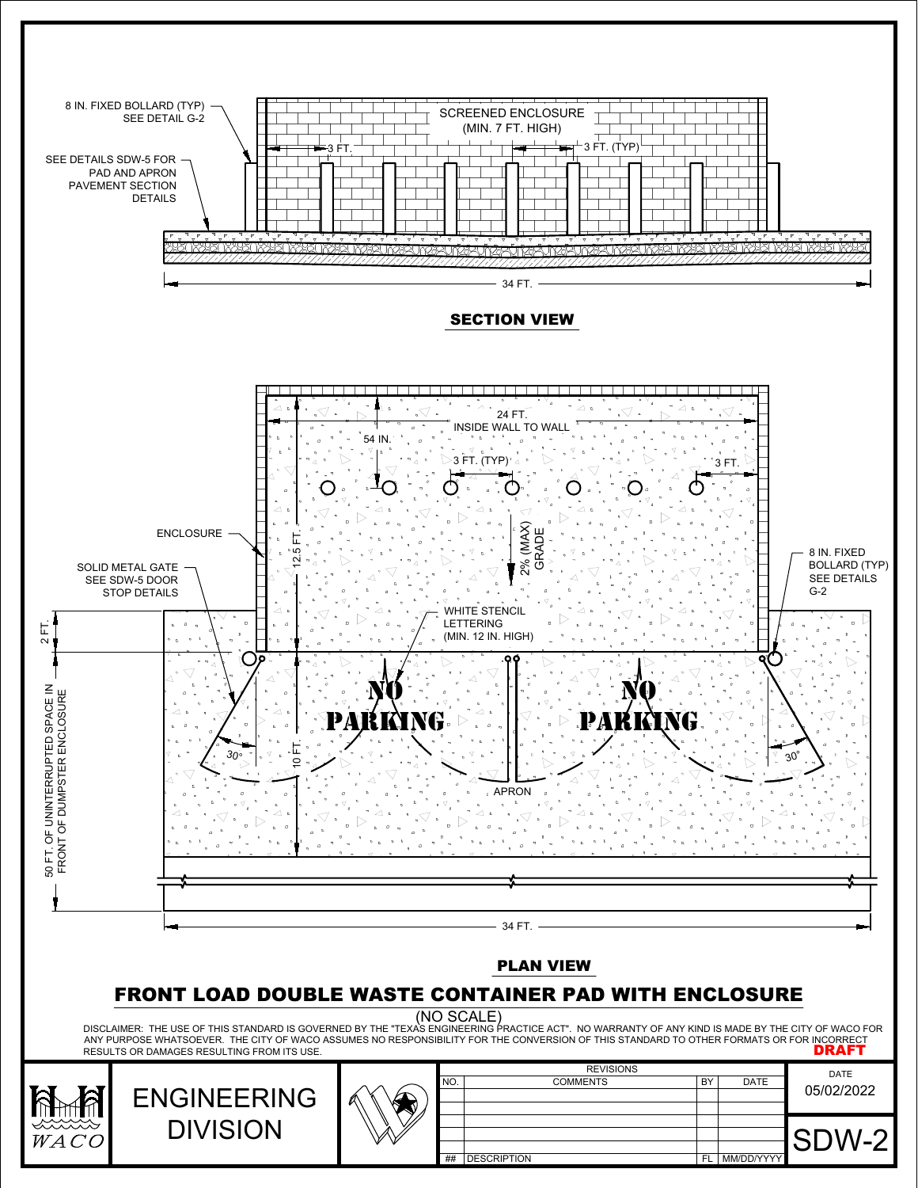8 IN. FIXED BOLLARD (TYP) SEE DETAIL G-2

SEE DETAILS SDW-5 FOR PAD AND APRON PAVEMENT SECTION DETAILS

SCREENED ENCLOSURE (MIN. 7 FT. HIGH)

3 FT.

3 FT. (TYP)

34 FT.

## SECTION VIEW

24 FT. INSIDE WALL TO WALL

54 IN.

3 FT. (TYP)

3 FT.

ENCLOSURE

12.5 FT.

2% (MAX) GRADE

8 IN. FIXED BOLLARD (TYP) SEE DETAILS G-2

SOLID METAL GATE SEE SDW-5 DOOR STOP DETAILS

WHITE STENCIL LETTERING (MIN. 12 IN. HIGH)

2 FT.

NO PARKING

NO PARKING

50 FT. OF UNINTERRUPTED SPACE IN FRONT OF DUMPSTER ENCLOSURE

30°

10 FT.

30°

APRON

34 FT.

## PLAN VIEW

# FRONT LOAD DOUBLE WASTE CONTAINER PAD WITH ENCLOSURE

(NO SCALE)

DISCLAIMER: THE USE OF THIS STANDARD IS GOVERNED BY THE "TEXAS ENGINEERING PRACTICE ACT". NO WARRANTY OF ANY KIND IS MADE BY THE CITY OF WACO FOR ANY PURPOSE WHATSOEVER. THE CITY OF WACO ASSUMES NO RESPONSIBILITY FOR THE CONVERSION OF THIS STANDARD TO OTHER FORMATS OR FOR INCORRECT RESULTS OR DAMAGES RESULTING FROM ITS USE.

**DRAFT**

WACO

ENGINEERING DIVISION

| REVISIONS | | | |
|---|---|---|---|
| NO. | COMMENTS | BY | DATE |
| | | | |
| | | | |
| | | | |
| ## | DESCRIPTION | FL | MM/DD/YYYY |

DATE 05/02/2022

SDW-2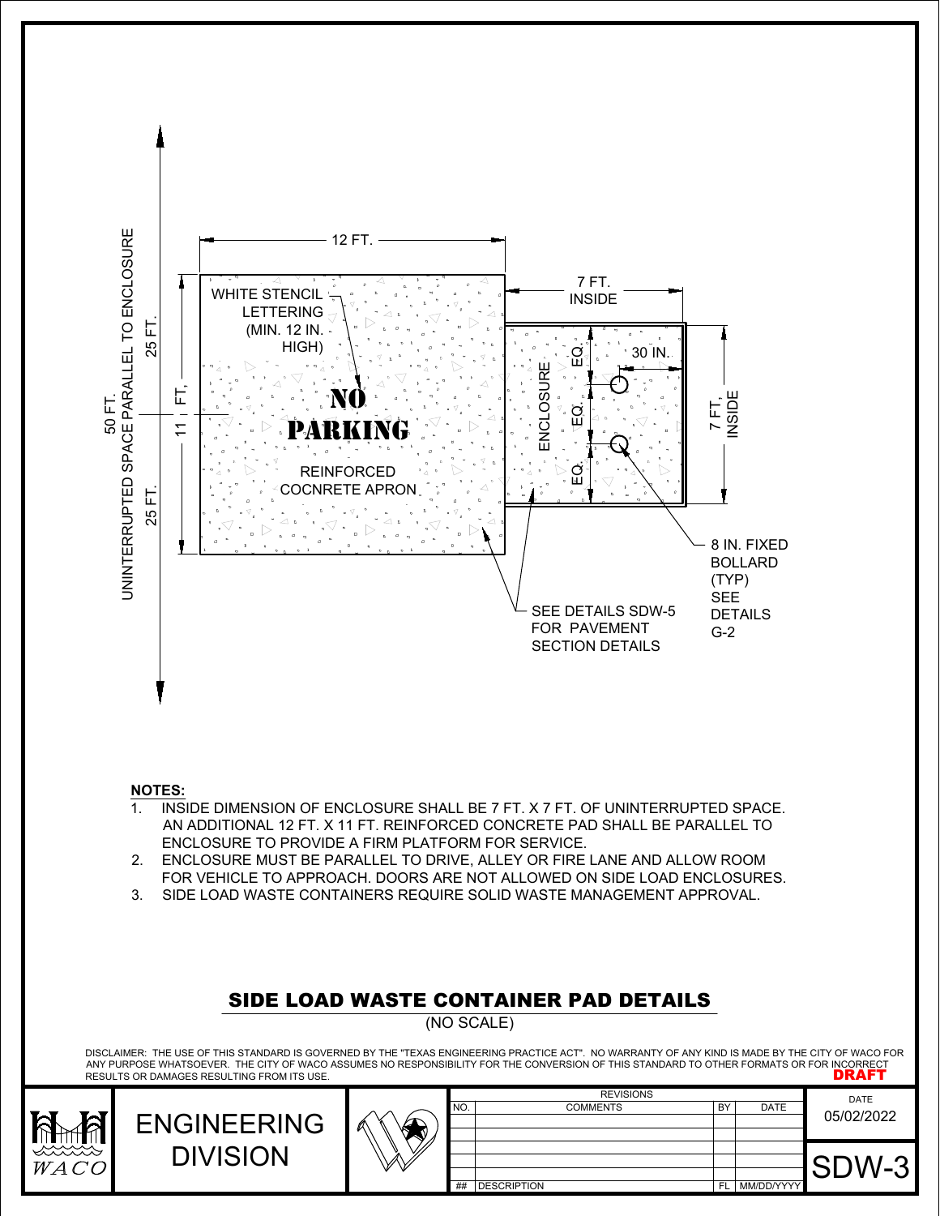50 FT. UNINTERRUPTED SPACE PARALLEL TO ENCLOSURE

25 FT.

11 FT.

25 FT.

12 FT.

WHITE STENCIL LETTERING (MIN. 12 IN. HIGH)

NO PARKING

REINFORCED COCNRETE APRON

7 FT. INSIDE

ENCLOSURE

EQ.

EQ.

EQ.

30 IN.

7 FT. INSIDE

8 IN. FIXED BOLLARD (TYP) SEE DETAILS G-2

SEE DETAILS SDW-5 FOR PAVEMENT SECTION DETAILS

**NOTES:**

1. INSIDE DIMENSION OF ENCLOSURE SHALL BE 7 FT. X 7 FT. OF UNINTERRUPTED SPACE. AN ADDITIONAL 12 FT. X 11 FT. REINFORCED CONCRETE PAD SHALL BE PARALLEL TO ENCLOSURE TO PROVIDE A FIRM PLATFORM FOR SERVICE.
2. ENCLOSURE MUST BE PARALLEL TO DRIVE, ALLEY OR FIRE LANE AND ALLOW ROOM FOR VEHICLE TO APPROACH. DOORS ARE NOT ALLOWED ON SIDE LOAD ENCLOSURES.
3. SIDE LOAD WASTE CONTAINERS REQUIRE SOLID WASTE MANAGEMENT APPROVAL.

# SIDE LOAD WASTE CONTAINER PAD DETAILS

(NO SCALE)

DISCLAIMER: THE USE OF THIS STANDARD IS GOVERNED BY THE "TEXAS ENGINEERING PRACTICE ACT". NO WARRANTY OF ANY KIND IS MADE BY THE CITY OF WACO FOR ANY PURPOSE WHATSOEVER. THE CITY OF WACO ASSUMES NO RESPONSIBILITY FOR THE CONVERSION OF THIS STANDARD TO OTHER FORMATS OR FOR INCORRECT RESULTS OR DAMAGES RESULTING FROM ITS USE.

DRAFT

WACO

ENGINEERING DIVISION

| REVISIONS | | | |
|---|---|---|---|
| NO. | COMMENTS | BY | DATE |
| | | | |
| | | | |
| | | | |
| | | | |
| ## | DESCRIPTION | FL | MM/DD/YYYY |

DATE 05/02/2022

SDW-3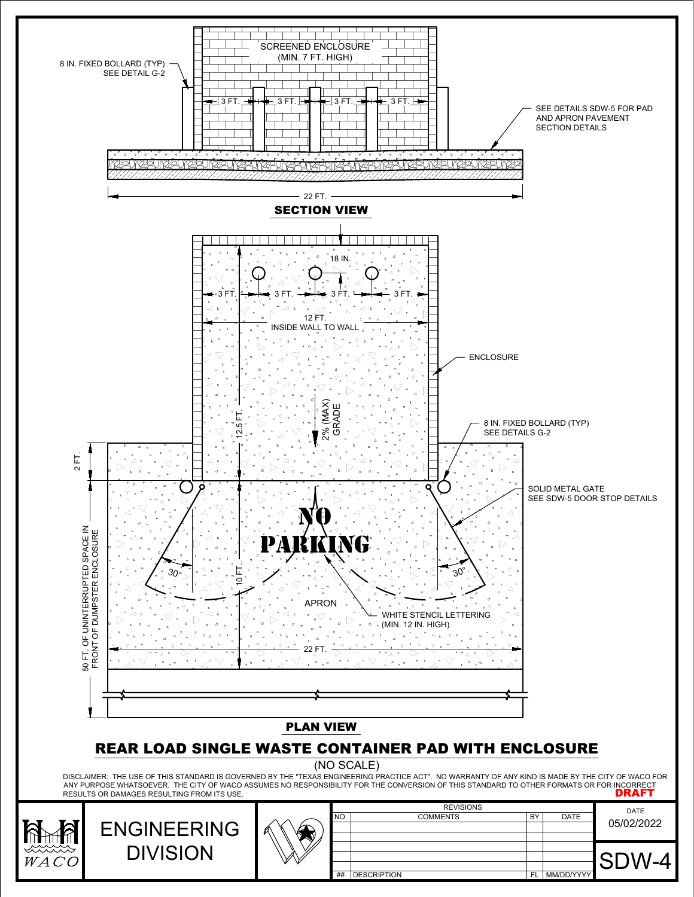SCREENED ENCLOSURE
(MIN. 7 FT. HIGH)

8 IN. FIXED BOLLARD (TYP)
SEE DETAIL G-2

3 FT. 3 FT. 3 FT. 3 FT.

SEE DETAILS SDW-5 FOR PAD AND APRON PAVEMENT SECTION DETAILS

22 FT.

## SECTION VIEW

18 IN.

3 FT. 3 FT. 3 FT. 3 FT.

12 FT.
INSIDE WALL TO WALL

ENCLOSURE

12.5 FT.

2% (MAX) GRADE

8 IN. FIXED BOLLARD (TYP)
SEE DETAILS G-2

2 FT.

SOLID METAL GATE
SEE SDW-5 DOOR STOP DETAILS

NO PARKING

50 FT. OF UNINTERRUPTED SPACE IN FRONT OF DUMPSTER ENCLOSURE

30° 10 FT. 30°

APRON

WHITE STENCIL LETTERING
(MIN. 12 IN. HIGH)

22 FT.

## PLAN VIEW

# REAR LOAD SINGLE WASTE CONTAINER PAD WITH ENCLOSURE

(NO SCALE)

DISCLAIMER: THE USE OF THIS STANDARD IS GOVERNED BY THE "TEXAS ENGINEERING PRACTICE ACT". NO WARRANTY OF ANY KIND IS MADE BY THE CITY OF WACO FOR ANY PURPOSE WHATSOEVER. THE CITY OF WACO ASSUMES NO RESPONSIBILITY FOR THE CONVERSION OF THIS STANDARD TO OTHER FORMATS OR FOR INCORRECT RESULTS OR DAMAGES RESULTING FROM ITS USE.

**DRAFT**

WACO

ENGINEERING DIVISION

| REVISIONS | | | |
|---|---|---|---|
| NO. | COMMENTS | BY | DATE |
| | | | |
| | | | |
| | | | |
| | | | |
| ## | DESCRIPTION | FL | MM/DD/YYYY |

DATE
05/02/2022

SDW-4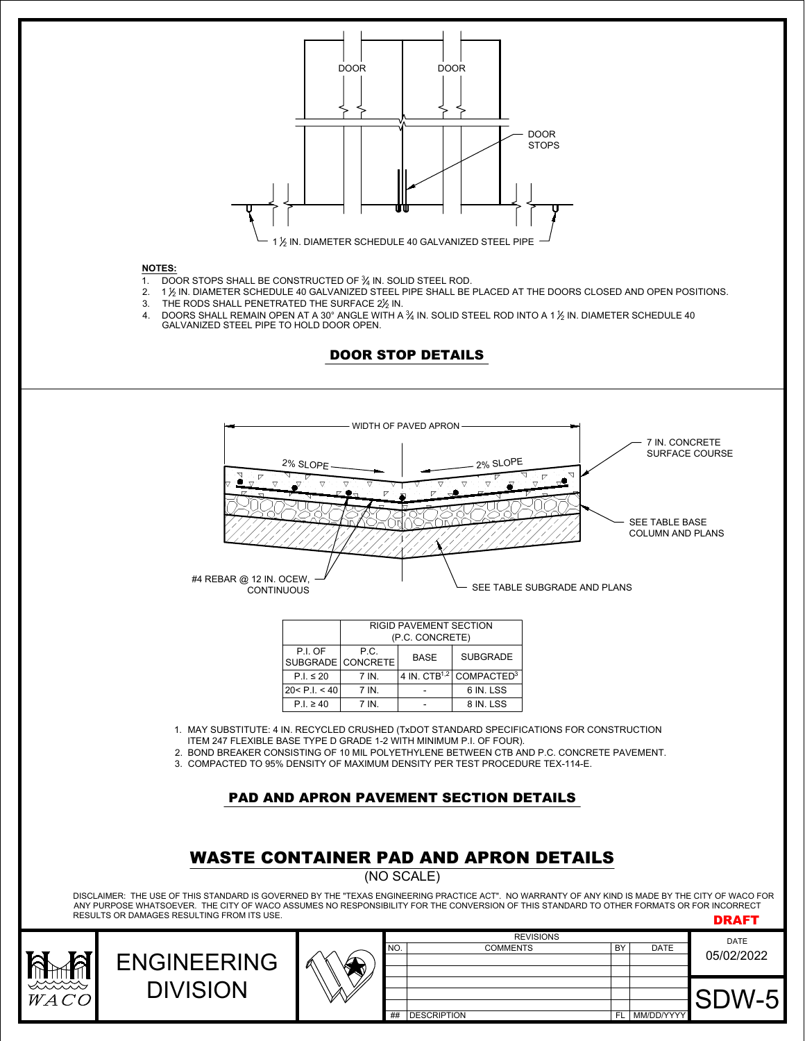DOOR

DOOR

DOOR STOPS

1 ½ IN. DIAMETER SCHEDULE 40 GALVANIZED STEEL PIPE

**NOTES:**

1. DOOR STOPS SHALL BE CONSTRUCTED OF ¾ IN. SOLID STEEL ROD.
2. 1 ½ IN. DIAMETER SCHEDULE 40 GALVANIZED STEEL PIPE SHALL BE PLACED AT THE DOORS CLOSED AND OPEN POSITIONS.
3. THE RODS SHALL PENETRATED THE SURFACE 2½ IN.
4. DOORS SHALL REMAIN OPEN AT A 30° ANGLE WITH A ¾ IN. SOLID STEEL ROD INTO A 1 ½ IN. DIAMETER SCHEDULE 40 GALVANIZED STEEL PIPE TO HOLD DOOR OPEN.

## DOOR STOP DETAILS

WIDTH OF PAVED APRON

2% SLOPE

2% SLOPE

7 IN. CONCRETE SURFACE COURSE

SEE TABLE BASE COLUMN AND PLANS

#4 REBAR @ 12 IN. OCEW, CONTINUOUS

SEE TABLE SUBGRADE AND PLANS

| | RIGID PAVEMENT SECTION (P.C. CONCRETE) | | |
|---|---|---|---|
| P.I. OF SUBGRADE | P.C. CONCRETE | BASE | SUBGRADE |
| P.I. ≤ 20 | 7 IN. | 4 IN. CTB[1,2] | COMPACTED[3] |
| 20< P.I. < 40 | 7 IN. | - | 6 IN. LSS |
| P.I. ≥ 40 | 7 IN. | - | 8 IN. LSS |

1. MAY SUBSTITUTE: 4 IN. RECYCLED CRUSHED (TxDOT STANDARD SPECIFICATIONS FOR CONSTRUCTION ITEM 247 FLEXIBLE BASE TYPE D GRADE 1-2 WITH MINIMUM P.I. OF FOUR).
2. BOND BREAKER CONSISTING OF 10 MIL POLYETHYLENE BETWEEN CTB AND P.C. CONCRETE PAVEMENT.
3. COMPACTED TO 95% DENSITY OF MAXIMUM DENSITY PER TEST PROCEDURE TEX-114-E.

## PAD AND APRON PAVEMENT SECTION DETAILS

# WASTE CONTAINER PAD AND APRON DETAILS

(NO SCALE)

DISCLAIMER: THE USE OF THIS STANDARD IS GOVERNED BY THE "TEXAS ENGINEERING PRACTICE ACT". NO WARRANTY OF ANY KIND IS MADE BY THE CITY OF WACO FOR ANY PURPOSE WHATSOEVER. THE CITY OF WACO ASSUMES NO RESPONSIBILITY FOR THE CONVERSION OF THIS STANDARD TO OTHER FORMATS OR FOR INCORRECT RESULTS OR DAMAGES RESULTING FROM ITS USE.

**DRAFT**

WACO

ENGINEERING DIVISION

| REVISIONS | | | |
|---|---|---|---|
| NO. | COMMENTS | BY | DATE |
| | | | |
| | | | |
| | | | |
| | | | |
| ## | DESCRIPTION | FL | MM/DD/YYYY |

DATE 05/02/2022

SDW-5